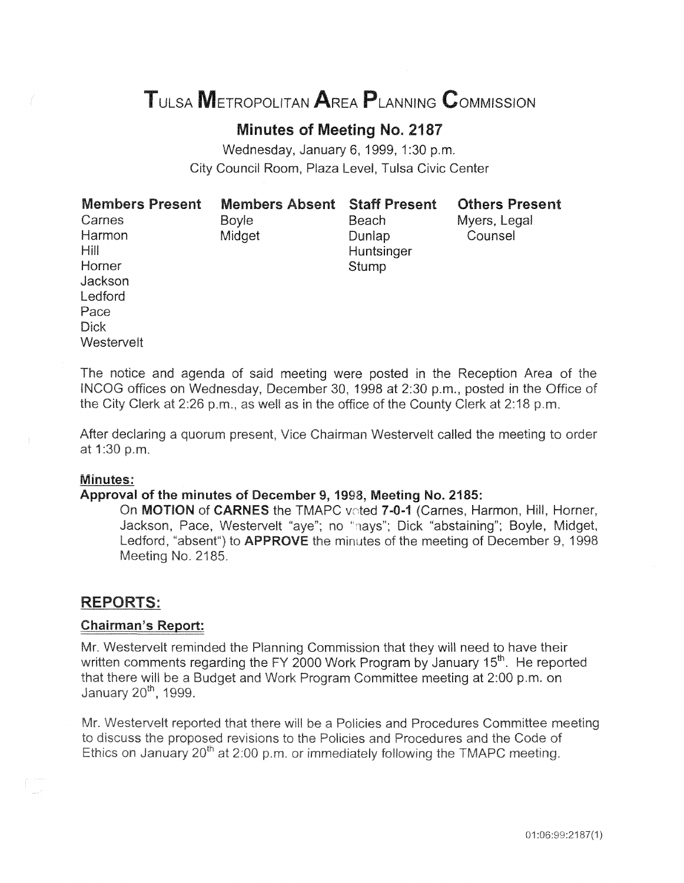# Tulsa Metropolitan Area Planning Commission

## Minutes of Meeting No. 2187

Wednesday, January 6, 1999, 1:30 p.m.
City Council Room, Plaza Level, Tulsa Civic Center

| Members Present | Members Absent | Staff Present | Others Present |
|---|---|---|---|
| Carnes | Boyle | Beach | Myers, Legal Counsel |
| Harmon | Midget | Dunlap | |
| Hill | | Huntsinger | |
| Horner | | Stump | |
| Jackson | | | |
| Ledford | | | |
| Pace | | | |
| Dick | | | |
| Westervelt | | | |

The notice and agenda of said meeting were posted in the Reception Area of the INCOG offices on Wednesday, December 30, 1998 at 2:30 p.m., posted in the Office of the City Clerk at 2:26 p.m., as well as in the office of the County Clerk at 2:18 p.m.

After declaring a quorum present, Vice Chairman Westervelt called the meeting to order at 1:30 p.m.

**Minutes:**

**Approval of the minutes of December 9, 1998, Meeting No. 2185:**

On **MOTION** of **CARNES** the TMAPC voted **7-0-1** (Carnes, Harmon, Hill, Horner, Jackson, Pace, Westervelt "aye"; no "nays"; Dick "abstaining"; Boyle, Midget, Ledford, "absent") to **APPROVE** the minutes of the meeting of December 9, 1998 Meeting No. 2185.

## REPORTS:

**Chairman's Report:**

Mr. Westervelt reminded the Planning Commission that they will need to have their written comments regarding the FY 2000 Work Program by January 15th. He reported that there will be a Budget and Work Program Committee meeting at 2:00 p.m. on January 20th, 1999.

Mr. Westervelt reported that there will be a Policies and Procedures Committee meeting to discuss the proposed revisions to the Policies and Procedures and the Code of Ethics on January 20th at 2:00 p.m. or immediately following the TMAPC meeting.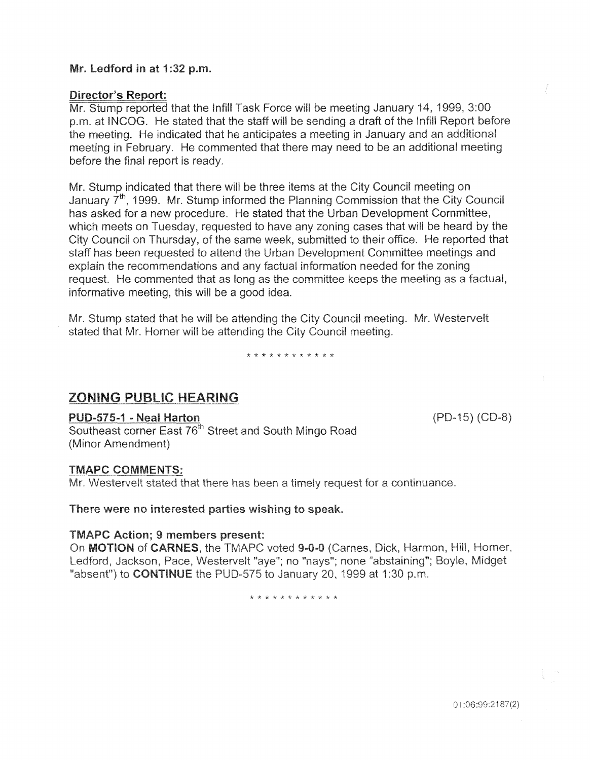**Mr. Ledford in at 1:32 p.m.**

**Director's Report:**

Mr. Stump reported that the Infill Task Force will be meeting January 14, 1999, 3:00 p.m. at INCOG. He stated that the staff will be sending a draft of the Infill Report before the meeting. He indicated that he anticipates a meeting in January and an additional meeting in February. He commented that there may need to be an additional meeting before the final report is ready.

Mr. Stump indicated that there will be three items at the City Council meeting on January 7th, 1999. Mr. Stump informed the Planning Commission that the City Council has asked for a new procedure. He stated that the Urban Development Committee, which meets on Tuesday, requested to have any zoning cases that will be heard by the City Council on Thursday, of the same week, submitted to their office. He reported that staff has been requested to attend the Urban Development Committee meetings and explain the recommendations and any factual information needed for the zoning request. He commented that as long as the committee keeps the meeting as a factual, informative meeting, this will be a good idea.

Mr. Stump stated that he will be attending the City Council meeting. Mr. Westervelt stated that Mr. Horner will be attending the City Council meeting.

\* \* \* \* \* \* \* \* \* \* \* \*

## ZONING PUBLIC HEARING

**PUD-575-1 - Neal Harton** (PD-15) (CD-8)

Southeast corner East 76th Street and South Mingo Road
(Minor Amendment)

**TMAPC COMMENTS:**

Mr. Westervelt stated that there has been a timely request for a continuance.

**There were no interested parties wishing to speak.**

**TMAPC Action; 9 members present:**

On **MOTION** of **CARNES**, the TMAPC voted **9-0-0** (Carnes, Dick, Harmon, Hill, Horner, Ledford, Jackson, Pace, Westervelt "aye"; no "nays"; none "abstaining"; Boyle, Midget "absent") to **CONTINUE** the PUD-575 to January 20, 1999 at 1:30 p.m.

\* \* \* \* \* \* \* \* \* \* \* \*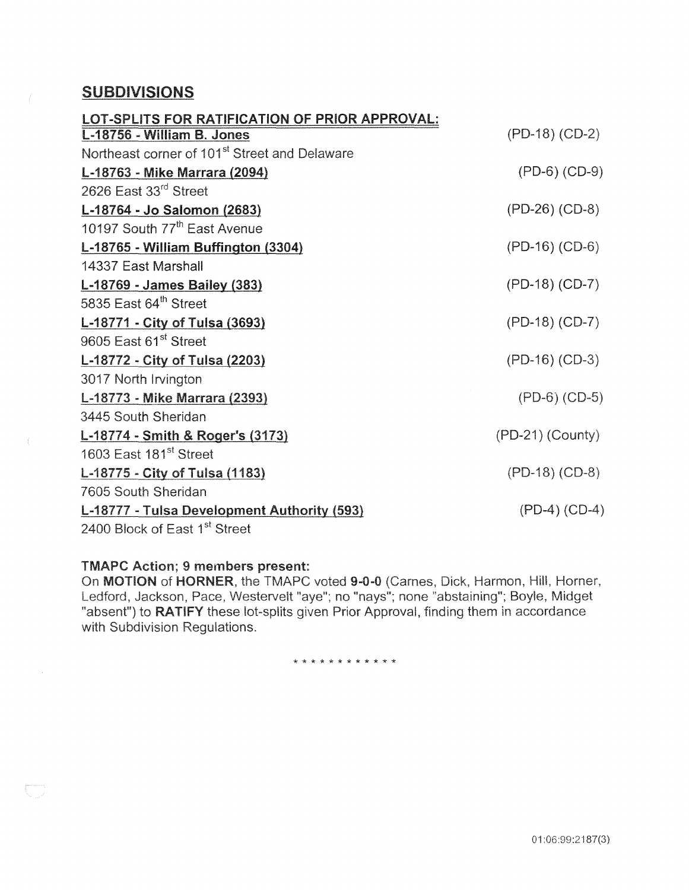## SUBDIVISIONS

**LOT-SPLITS FOR RATIFICATION OF PRIOR APPROVAL:**

**L-18756 - William B. Jones** (PD-18) (CD-2)
Northeast corner of 101st Street and Delaware

**L-18763 - Mike Marrara (2094)** (PD-6) (CD-9)
2626 East 33rd Street

**L-18764 - Jo Salomon (2683)** (PD-26) (CD-8)
10197 South 77th East Avenue

**L-18765 - William Buffington (3304)** (PD-16) (CD-6)
14337 East Marshall

**L-18769 - James Bailey (383)** (PD-18) (CD-7)
5835 East 64th Street

**L-18771 - City of Tulsa (3693)** (PD-18) (CD-7)
9605 East 61st Street

**L-18772 - City of Tulsa (2203)** (PD-16) (CD-3)
3017 North Irvington

**L-18773 - Mike Marrara (2393)** (PD-6) (CD-5)
3445 South Sheridan

**L-18774 - Smith & Roger's (3173)** (PD-21) (County)
1603 East 181st Street

**L-18775 - City of Tulsa (1183)** (PD-18) (CD-8)
7605 South Sheridan

**L-18777 - Tulsa Development Authority (593)** (PD-4) (CD-4)
2400 Block of East 1st Street

**TMAPC Action; 9 members present:**

On **MOTION** of **HORNER**, the TMAPC voted **9-0-0** (Carnes, Dick, Harmon, Hill, Horner, Ledford, Jackson, Pace, Westervelt "aye"; no "nays"; none "abstaining"; Boyle, Midget "absent") to **RATIFY** these lot-splits given Prior Approval, finding them in accordance with Subdivision Regulations.

* * * * * * * * * * * *

01:06:99:2187(3)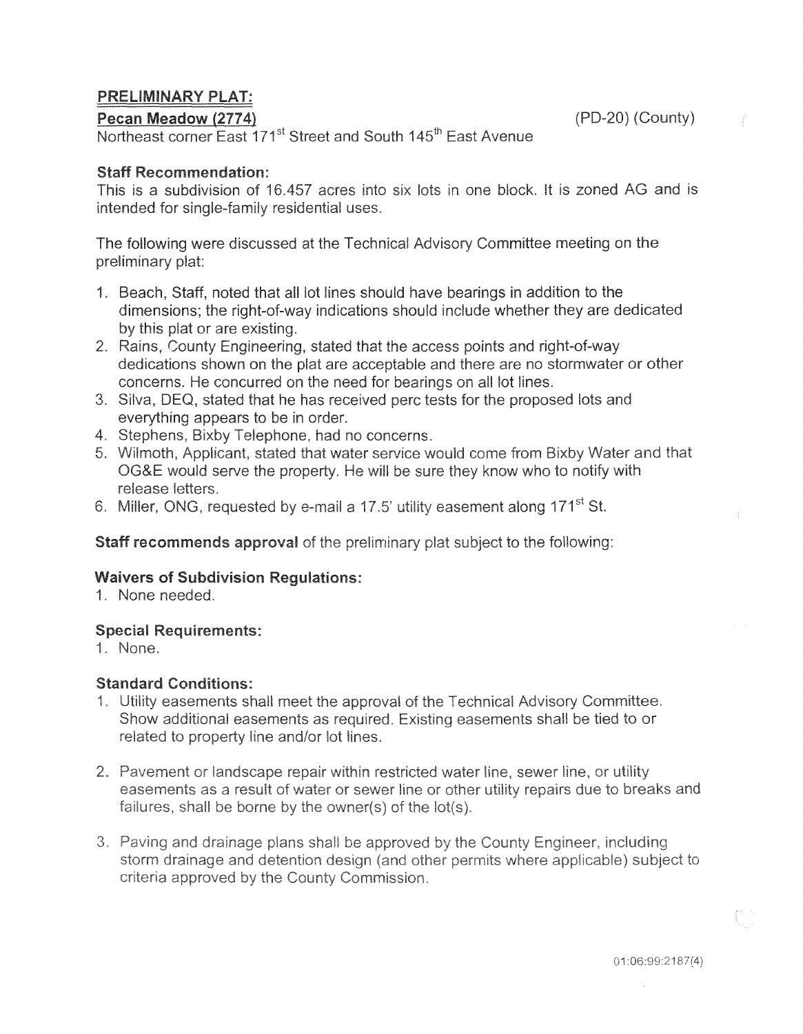## PRELIMINARY PLAT:

**Pecan Meadow (2774)** (PD-20) (County)

Northeast corner East 171st Street and South 145th East Avenue

### Staff Recommendation:

This is a subdivision of 16.457 acres into six lots in one block. It is zoned AG and is intended for single-family residential uses.

The following were discussed at the Technical Advisory Committee meeting on the preliminary plat:

1. Beach, Staff, noted that all lot lines should have bearings in addition to the dimensions; the right-of-way indications should include whether they are dedicated by this plat or are existing.
2. Rains, County Engineering, stated that the access points and right-of-way dedications shown on the plat are acceptable and there are no stormwater or other concerns. He concurred on the need for bearings on all lot lines.
3. Silva, DEQ, stated that he has received perc tests for the proposed lots and everything appears to be in order.
4. Stephens, Bixby Telephone, had no concerns.
5. Wilmoth, Applicant, stated that water service would come from Bixby Water and that OG&E would serve the property. He will be sure they know who to notify with release letters.
6. Miller, ONG, requested by e-mail a 17.5' utility easement along 171st St.

**Staff recommends approval** of the preliminary plat subject to the following:

### Waivers of Subdivision Regulations:

1. None needed.

### Special Requirements:

1. None.

### Standard Conditions:

1. Utility easements shall meet the approval of the Technical Advisory Committee. Show additional easements as required. Existing easements shall be tied to or related to property line and/or lot lines.
2. Pavement or landscape repair within restricted water line, sewer line, or utility easements as a result of water or sewer line or other utility repairs due to breaks and failures, shall be borne by the owner(s) of the lot(s).
3. Paving and drainage plans shall be approved by the County Engineer, including storm drainage and detention design (and other permits where applicable) subject to criteria approved by the County Commission.

01:06:99:2187(4)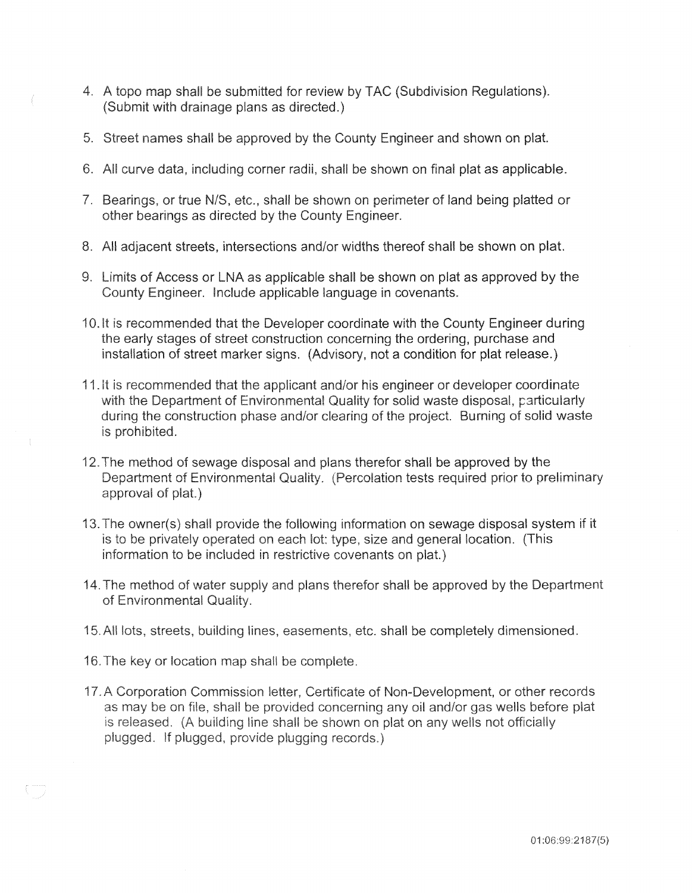4. A topo map shall be submitted for review by TAC (Subdivision Regulations). (Submit with drainage plans as directed.)

5. Street names shall be approved by the County Engineer and shown on plat.

6. All curve data, including corner radii, shall be shown on final plat as applicable.

7. Bearings, or true N/S, etc., shall be shown on perimeter of land being platted or other bearings as directed by the County Engineer.

8. All adjacent streets, intersections and/or widths thereof shall be shown on plat.

9. Limits of Access or LNA as applicable shall be shown on plat as approved by the County Engineer. Include applicable language in covenants.

10. It is recommended that the Developer coordinate with the County Engineer during the early stages of street construction concerning the ordering, purchase and installation of street marker signs. (Advisory, not a condition for plat release.)

11. It is recommended that the applicant and/or his engineer or developer coordinate with the Department of Environmental Quality for solid waste disposal, particularly during the construction phase and/or clearing of the project. Burning of solid waste is prohibited.

12. The method of sewage disposal and plans therefor shall be approved by the Department of Environmental Quality. (Percolation tests required prior to preliminary approval of plat.)

13. The owner(s) shall provide the following information on sewage disposal system if it is to be privately operated on each lot: type, size and general location. (This information to be included in restrictive covenants on plat.)

14. The method of water supply and plans therefor shall be approved by the Department of Environmental Quality.

15. All lots, streets, building lines, easements, etc. shall be completely dimensioned.

16. The key or location map shall be complete.

17. A Corporation Commission letter, Certificate of Non-Development, or other records as may be on file, shall be provided concerning any oil and/or gas wells before plat is released. (A building line shall be shown on plat on any wells not officially plugged. If plugged, provide plugging records.)

01:06:99:2187(5)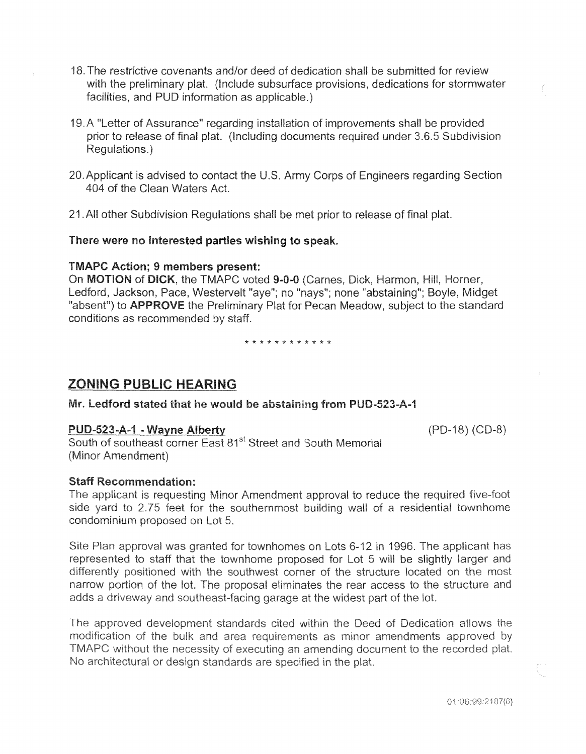18. The restrictive covenants and/or deed of dedication shall be submitted for review with the preliminary plat. (Include subsurface provisions, dedications for stormwater facilities, and PUD information as applicable.)

19. A "Letter of Assurance" regarding installation of improvements shall be provided prior to release of final plat. (Including documents required under 3.6.5 Subdivision Regulations.)

20. Applicant is advised to contact the U.S. Army Corps of Engineers regarding Section 404 of the Clean Waters Act.

21. All other Subdivision Regulations shall be met prior to release of final plat.

**There were no interested parties wishing to speak.**

**TMAPC Action; 9 members present:**

On **MOTION** of **DICK**, the TMAPC voted **9-0-0** (Carnes, Dick, Harmon, Hill, Horner, Ledford, Jackson, Pace, Westervelt "aye"; no "nays"; none "abstaining"; Boyle, Midget "absent") to **APPROVE** the Preliminary Plat for Pecan Meadow, subject to the standard conditions as recommended by staff.

\* \* \* \* \* \* \* \* \* \* \* \*

## ZONING PUBLIC HEARING

**Mr. Ledford stated that he would be abstaining from PUD-523-A-1**

**PUD-523-A-1 - Wayne Alberty** (PD-18) (CD-8)

South of southeast corner East 81st Street and South Memorial (Minor Amendment)

**Staff Recommendation:**

The applicant is requesting Minor Amendment approval to reduce the required five-foot side yard to 2.75 feet for the southernmost building wall of a residential townhome condominium proposed on Lot 5.

Site Plan approval was granted for townhomes on Lots 6-12 in 1996. The applicant has represented to staff that the townhome proposed for Lot 5 will be slightly larger and differently positioned with the southwest corner of the structure located on the most narrow portion of the lot. The proposal eliminates the rear access to the structure and adds a driveway and southeast-facing garage at the widest part of the lot.

The approved development standards cited within the Deed of Dedication allows the modification of the bulk and area requirements as minor amendments approved by TMAPC without the necessity of executing an amending document to the recorded plat. No architectural or design standards are specified in the plat.

01:06:99:2187(6)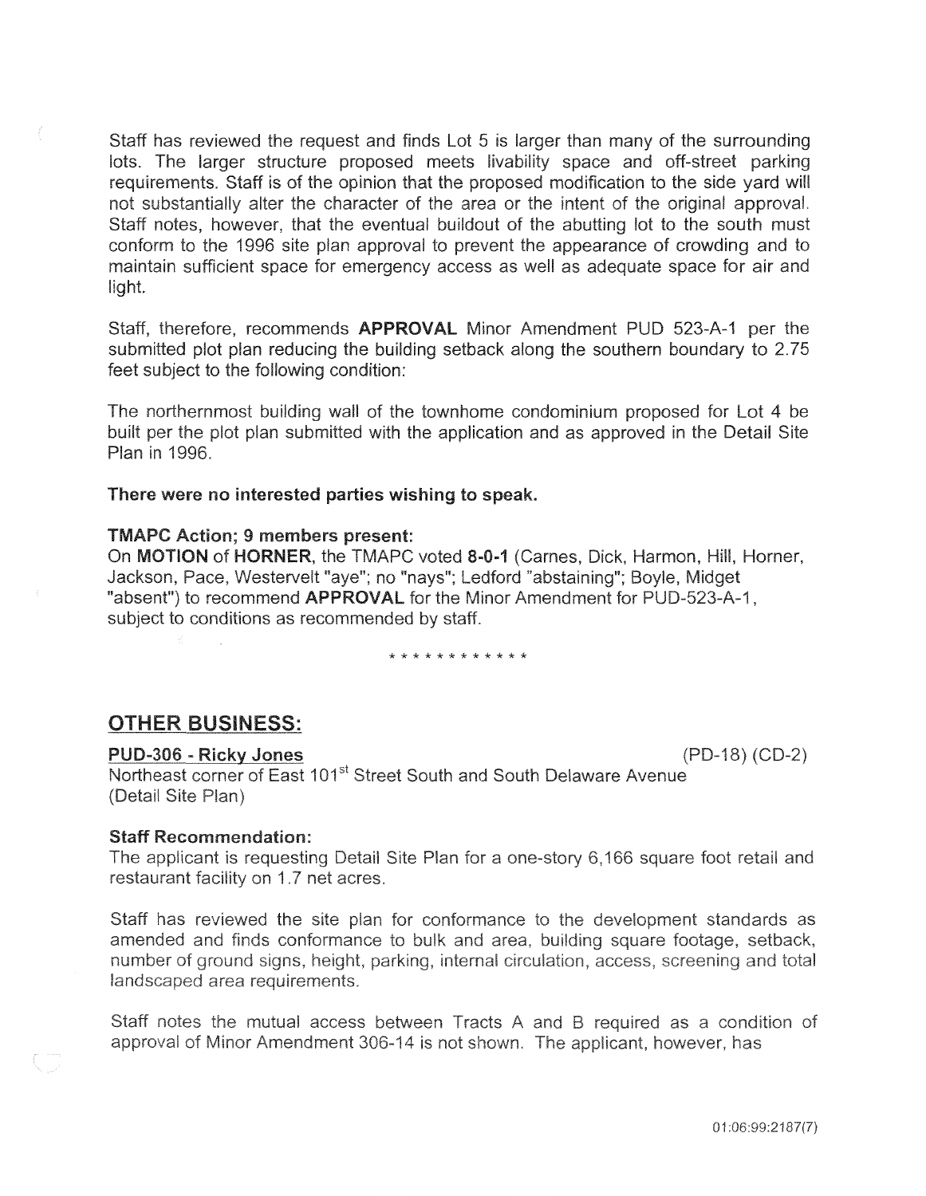Staff has reviewed the request and finds Lot 5 is larger than many of the surrounding lots. The larger structure proposed meets livability space and off-street parking requirements. Staff is of the opinion that the proposed modification to the side yard will not substantially alter the character of the area or the intent of the original approval. Staff notes, however, that the eventual buildout of the abutting lot to the south must conform to the 1996 site plan approval to prevent the appearance of crowding and to maintain sufficient space for emergency access as well as adequate space for air and light.

Staff, therefore, recommends **APPROVAL** Minor Amendment PUD 523-A-1 per the submitted plot plan reducing the building setback along the southern boundary to 2.75 feet subject to the following condition:

The northernmost building wall of the townhome condominium proposed for Lot 4 be built per the plot plan submitted with the application and as approved in the Detail Site Plan in 1996.

**There were no interested parties wishing to speak.**

**TMAPC Action; 9 members present:**
On **MOTION** of **HORNER**, the TMAPC voted **8-0-1** (Carnes, Dick, Harmon, Hill, Horner, Jackson, Pace, Westervelt "aye"; no "nays"; Ledford "abstaining"; Boyle, Midget "absent") to recommend **APPROVAL** for the Minor Amendment for PUD-523-A-1, subject to conditions as recommended by staff.

\* \* \* \* \* \* \* \* \* \* \* \*

## OTHER BUSINESS:

**PUD-306 - Ricky Jones** (PD-18) (CD-2)
Northeast corner of East 101st Street South and South Delaware Avenue
(Detail Site Plan)

**Staff Recommendation:**
The applicant is requesting Detail Site Plan for a one-story 6,166 square foot retail and restaurant facility on 1.7 net acres.

Staff has reviewed the site plan for conformance to the development standards as amended and finds conformance to bulk and area, building square footage, setback, number of ground signs, height, parking, internal circulation, access, screening and total landscaped area requirements.

Staff notes the mutual access between Tracts A and B required as a condition of approval of Minor Amendment 306-14 is not shown. The applicant, however, has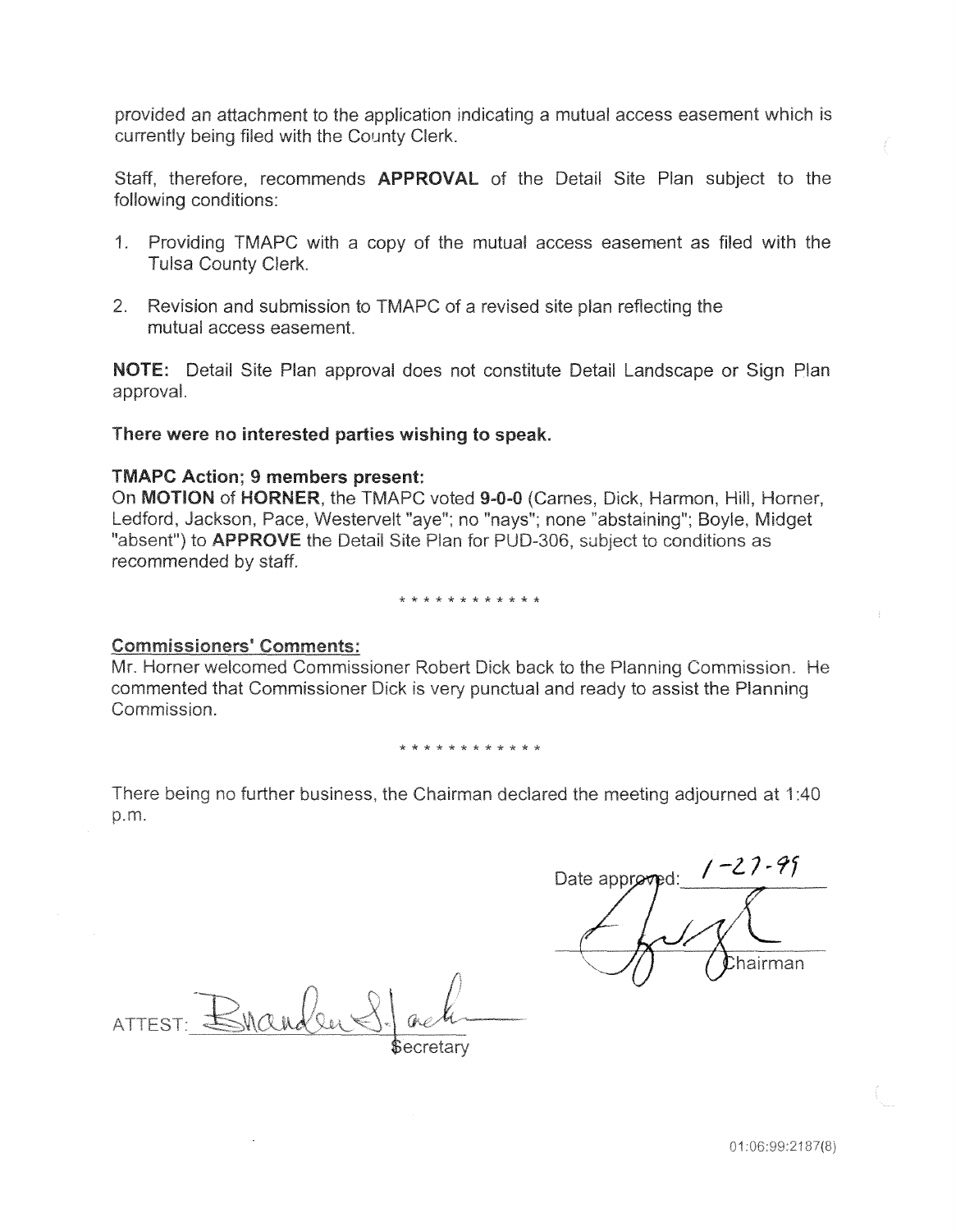provided an attachment to the application indicating a mutual access easement which is currently being filed with the County Clerk.

Staff, therefore, recommends **APPROVAL** of the Detail Site Plan subject to the following conditions:

1. Providing TMAPC with a copy of the mutual access easement as filed with the Tulsa County Clerk.

2. Revision and submission to TMAPC of a revised site plan reflecting the mutual access easement.

**NOTE:** Detail Site Plan approval does not constitute Detail Landscape or Sign Plan approval.

**There were no interested parties wishing to speak.**

**TMAPC Action; 9 members present:**
On **MOTION** of **HORNER**, the TMAPC voted **9-0-0** (Carnes, Dick, Harmon, Hill, Horner, Ledford, Jackson, Pace, Westervelt "aye"; no "nays"; none "abstaining"; Boyle, Midget "absent") to **APPROVE** the Detail Site Plan for PUD-306, subject to conditions as recommended by staff.

\* \* \* \* \* \* \* \* \* \* \* \*

**Commissioners' Comments:**
Mr. Horner welcomed Commissioner Robert Dick back to the Planning Commission. He commented that Commissioner Dick is very punctual and ready to assist the Planning Commission.

\* \* \* \* \* \* \* \* \* \* \* \*

There being no further business, the Chairman declared the meeting adjourned at 1:40 p.m.

Date approved: 1-27-99

Chairman

ATTEST:
Secretary

01:06:99:2187(8)